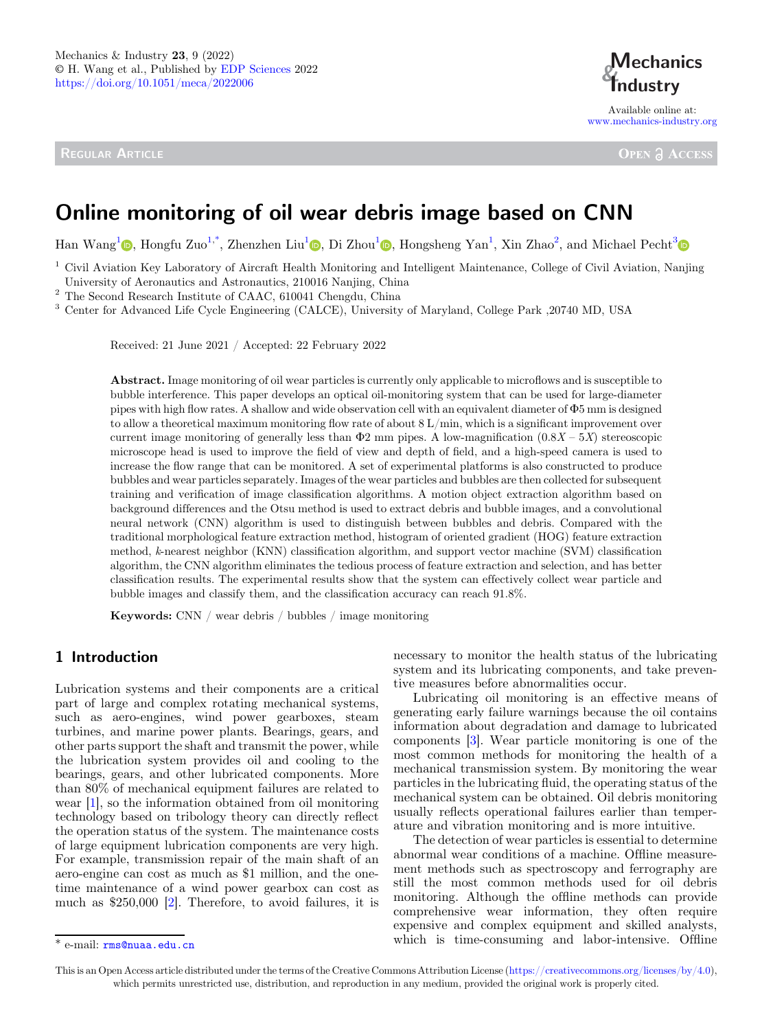Mechanics & Industry **23**, 9 (2022)
© H. Wang et al., Published by EDP Sciences 2022
https://doi.org/10.1051/meca/2022006

Available online at:
www.mechanics-industry.org

Regular Article

Open Access

# Online monitoring of oil wear debris image based on CNN

Han Wang[1], Hongfu Zuo[1,*], Zhenzhen Liu[1], Di Zhou[1], Hongsheng Yan[1], Xin Zhao[2], and Michael Pecht[3]

[1] Civil Aviation Key Laboratory of Aircraft Health Monitoring and Intelligent Maintenance, College of Civil Aviation, Nanjing University of Aeronautics and Astronautics, 210016 Nanjing, China
[2] The Second Research Institute of CAAC, 610041 Chengdu, China
[3] Center for Advanced Life Cycle Engineering (CALCE), University of Maryland, College Park ,20740 MD, USA

Received: 21 June 2021 / Accepted: 22 February 2022

**Abstract.** Image monitoring of oil wear particles is currently only applicable to microflows and is susceptible to bubble interference. This paper develops an optical oil-monitoring system that can be used for large-diameter pipes with high flow rates. A shallow and wide observation cell with an equivalent diameter of $\Phi 5$ mm is designed to allow a theoretical maximum monitoring flow rate of about 8 L/min, which is a significant improvement over current image monitoring of generally less than $\Phi 2$ mm pipes. A low-magnification $(0.8X-5X)$ stereoscopic microscope head is used to improve the field of view and depth of field, and a high-speed camera is used to increase the flow range that can be monitored. A set of experimental platforms is also constructed to produce bubbles and wear particles separately. Images of the wear particles and bubbles are then collected for subsequent training and verification of image classification algorithms. A motion object extraction algorithm based on background differences and the Otsu method is used to extract debris and bubble images, and a convolutional neural network (CNN) algorithm is used to distinguish between bubbles and debris. Compared with the traditional morphological feature extraction method, histogram of oriented gradient (HOG) feature extraction method, *k*-nearest neighbor (KNN) classification algorithm, and support vector machine (SVM) classification algorithm, the CNN algorithm eliminates the tedious process of feature extraction and selection, and has better classification results. The experimental results show that the system can effectively collect wear particle and bubble images and classify them, and the classification accuracy can reach 91.8%.

**Keywords:** CNN / wear debris / bubbles / image monitoring

## 1 Introduction

Lubrication systems and their components are a critical part of large and complex rotating mechanical systems, such as aero-engines, wind power gearboxes, steam turbines, and marine power plants. Bearings, gears, and other parts support the shaft and transmit the power, while the lubrication system provides oil and cooling to the bearings, gears, and other lubricated components. More than 80% of mechanical equipment failures are related to wear [1], so the information obtained from oil monitoring technology based on tribology theory can directly reflect the operation status of the system. The maintenance costs of large equipment lubrication components are very high. For example, transmission repair of the main shaft of an aero-engine can cost as much as \$1 million, and the one-time maintenance of a wind power gearbox can cost as much as \$250,000 [2]. Therefore, to avoid failures, it is necessary to monitor the health status of the lubricating system and its lubricating components, and take preventive measures before abnormalities occur.

Lubricating oil monitoring is an effective means of generating early failure warnings because the oil contains information about degradation and damage to lubricated components [3]. Wear particle monitoring is one of the most common methods for monitoring the health of a mechanical transmission system. By monitoring the wear particles in the lubricating fluid, the operating status of the mechanical system can be obtained. Oil debris monitoring usually reflects operational failures earlier than temperature and vibration monitoring and is more intuitive.

The detection of wear particles is essential to determine abnormal wear conditions of a machine. Offline measurement methods such as spectroscopy and ferrography are still the most common methods used for oil debris monitoring. Although the offline methods can provide comprehensive wear information, they often require expensive and complex equipment and skilled analysts, which is time-consuming and labor-intensive. Offline

\* e-mail: rms@nuaa.edu.cn

This is an Open Access article distributed under the terms of the Creative Commons Attribution License (https://creativecommons.org/licenses/by/4.0), which permits unrestricted use, distribution, and reproduction in any medium, provided the original work is properly cited.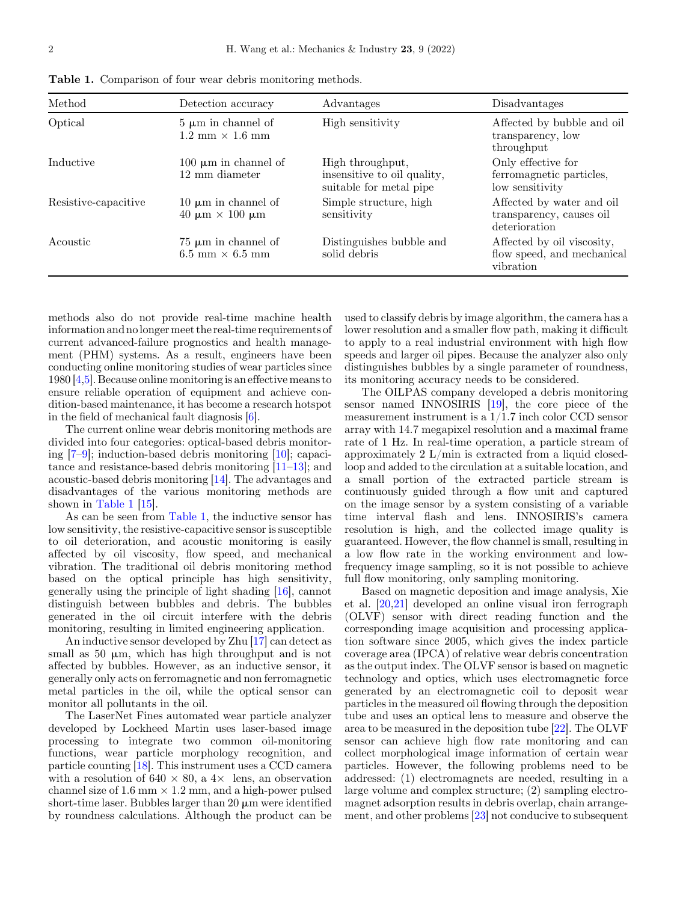**Table 1.** Comparison of four wear debris monitoring methods.

| Method | Detection accuracy | Advantages | Disadvantages |
| --- | --- | --- | --- |
| Optical | 5 μm in channel of 1.2 mm × 1.6 mm | High sensitivity | Affected by bubble and oil transparency, low throughput |
| Inductive | 100 μm in channel of 12 mm diameter | High throughput, insensitive to oil quality, suitable for metal pipe | Only effective for ferromagnetic particles, low sensitivity |
| Resistive-capacitive | 10 μm in channel of 40 μm × 100 μm | Simple structure, high sensitivity | Affected by water and oil transparency, causes oil deterioration |
| Acoustic | 75 μm in channel of 6.5 mm × 6.5 mm | Distinguishes bubble and solid debris | Affected by oil viscosity, flow speed, and mechanical vibration |

methods also do not provide real-time machine health information and no longer meet the real-time requirements of current advanced-failure prognostics and health management (PHM) systems. As a result, engineers have been conducting online monitoring studies of wear particles since 1980 [4,5]. Because online monitoring is an effective means to ensure reliable operation of equipment and achieve condition-based maintenance, it has become a research hotspot in the field of mechanical fault diagnosis [6].

The current online wear debris monitoring methods are divided into four categories: optical-based debris monitoring [7–9]; induction-based debris monitoring [10]; capacitance and resistance-based debris monitoring [11–13]; and acoustic-based debris monitoring [14]. The advantages and disadvantages of the various monitoring methods are shown in Table 1 [15].

As can be seen from Table 1, the inductive sensor has low sensitivity, the resistive-capacitive sensor is susceptible to oil deterioration, and acoustic monitoring is easily affected by oil viscosity, flow speed, and mechanical vibration. The traditional oil debris monitoring method based on the optical principle has high sensitivity, generally using the principle of light shading [16], cannot distinguish between bubbles and debris. The bubbles generated in the oil circuit interfere with the debris monitoring, resulting in limited engineering application.

An inductive sensor developed by Zhu [17] can detect as small as 50 μm, which has high throughput and is not affected by bubbles. However, as an inductive sensor, it generally only acts on ferromagnetic and non ferromagnetic metal particles in the oil, while the optical sensor can monitor all pollutants in the oil.

The LaserNet Fines automated wear particle analyzer developed by Lockheed Martin uses laser-based image processing to integrate two common oil-monitoring functions, wear particle morphology recognition, and particle counting [18]. This instrument uses a CCD camera with a resolution of 640 × 80, a 4× lens, an observation channel size of 1.6 mm × 1.2 mm, and a high-power pulsed short-time laser. Bubbles larger than 20 μm were identified by roundness calculations. Although the product can be used to classify debris by image algorithm, the camera has a lower resolution and a smaller flow path, making it difficult to apply to a real industrial environment with high flow speeds and larger oil pipes. Because the analyzer also only distinguishes bubbles by a single parameter of roundness, its monitoring accuracy needs to be considered.

The OILPAS company developed a debris monitoring sensor named INNOSIRIS [19], the core piece of the measurement instrument is a 1/1.7 inch color CCD sensor array with 14.7 megapixel resolution and a maximal frame rate of 1 Hz. In real-time operation, a particle stream of approximately 2 L/min is extracted from a liquid closed-loop and added to the circulation at a suitable location, and a small portion of the extracted particle stream is continuously guided through a flow unit and captured on the image sensor by a system consisting of a variable time interval flash and lens. INNOSIRIS's camera resolution is high, and the collected image quality is guaranteed. However, the flow channel is small, resulting in a low flow rate in the working environment and low-frequency image sampling, so it is not possible to achieve full flow monitoring, only sampling monitoring.

Based on magnetic deposition and image analysis, Xie et al. [20,21] developed an online visual iron ferrograph (OLVF) sensor with direct reading function and the corresponding image acquisition and processing application software since 2005, which gives the index particle coverage area (IPCA) of relative wear debris concentration as the output index. The OLVF sensor is based on magnetic technology and optics, which uses electromagnetic force generated by an electromagnetic coil to deposit wear particles in the measured oil flowing through the deposition tube and uses an optical lens to measure and observe the area to be measured in the deposition tube [22]. The OLVF sensor can achieve high flow rate monitoring and can collect morphological image information of certain wear particles. However, the following problems need to be addressed: (1) electromagnets are needed, resulting in a large volume and complex structure; (2) sampling electromagnet adsorption results in debris overlap, chain arrangement, and other problems [23] not conducive to subsequent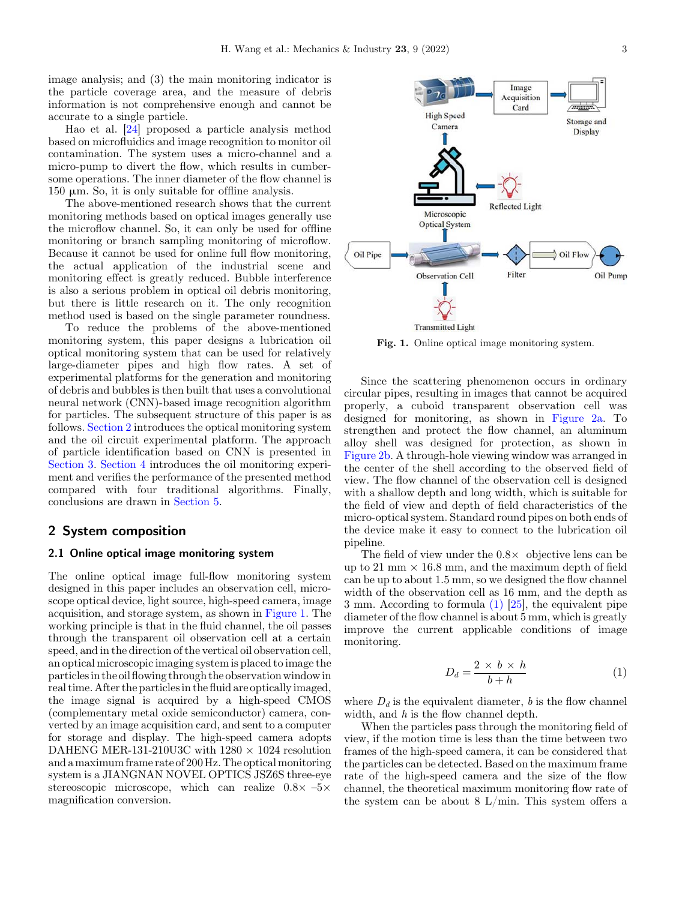image analysis; and (3) the main monitoring indicator is the particle coverage area, and the measure of debris information is not comprehensive enough and cannot be accurate to a single particle.

Hao et al. [24] proposed a particle analysis method based on microfluidics and image recognition to monitor oil contamination. The system uses a micro-channel and a micro-pump to divert the flow, which results in cumbersome operations. The inner diameter of the flow channel is 150 μm. So, it is only suitable for offline analysis.

The above-mentioned research shows that the current monitoring methods based on optical images generally use the microflow channel. So, it can only be used for offline monitoring or branch sampling monitoring of microflow. Because it cannot be used for online full flow monitoring, the actual application of the industrial scene and monitoring effect is greatly reduced. Bubble interference is also a serious problem in optical oil debris monitoring, but there is little research on it. The only recognition method used is based on the single parameter roundness.

To reduce the problems of the above-mentioned monitoring system, this paper designs a lubrication oil optical monitoring system that can be used for relatively large-diameter pipes and high flow rates. A set of experimental platforms for the generation and monitoring of debris and bubbles is then built that uses a convolutional neural network (CNN)-based image recognition algorithm for particles. The subsequent structure of this paper is as follows. Section 2 introduces the optical monitoring system and the oil circuit experimental platform. The approach of particle identification based on CNN is presented in Section 3. Section 4 introduces the oil monitoring experiment and verifies the performance of the presented method compared with four traditional algorithms. Finally, conclusions are drawn in Section 5.

## 2 System composition

### 2.1 Online optical image monitoring system

The online optical image full-flow monitoring system designed in this paper includes an observation cell, microscope optical device, light source, high-speed camera, image acquisition, and storage system, as shown in Figure 1. The working principle is that in the fluid channel, the oil passes through the transparent oil observation cell at a certain speed, and in the direction of the vertical oil observation cell, an optical microscopic imaging system is placed to image the particles in the oil flowing through the observation window in real time. After the particles in the fluid are optically imaged, the image signal is acquired by a high-speed CMOS (complementary metal oxide semiconductor) camera, converted by an image acquisition card, and sent to a computer for storage and display. The high-speed camera adopts DAHENG MER-131-210U3C with 1280 × 1024 resolution and a maximum frame rate of 200 Hz. The optical monitoring system is a JIANGNAN NOVEL OPTICS JSZ6S three-eye stereoscopic microscope, which can realize 0.8× –5× magnification conversion.

**Fig. 1.** Online optical image monitoring system.

Since the scattering phenomenon occurs in ordinary circular pipes, resulting in images that cannot be acquired properly, a cuboid transparent observation cell was designed for monitoring, as shown in Figure 2a. To strengthen and protect the flow channel, an aluminum alloy shell was designed for protection, as shown in Figure 2b. A through-hole viewing window was arranged in the center of the shell according to the observed field of view. The flow channel of the observation cell is designed with a shallow depth and long width, which is suitable for the field of view and depth of field characteristics of the micro-optical system. Standard round pipes on both ends of the device make it easy to connect to the lubrication oil pipeline.

The field of view under the 0.8× objective lens can be up to 21 mm × 16.8 mm, and the maximum depth of field can be up to about 1.5 mm, so we designed the flow channel width of the observation cell as 16 mm, and the depth as 3 mm. According to formula (1) [25], the equivalent pipe diameter of the flow channel is about 5 mm, which is greatly improve the current applicable conditions of image monitoring.

$$D_d = \frac{2 \times b \times h}{b + h} \tag{1}$$

where $D_d$ is the equivalent diameter, $b$ is the flow channel width of the observation cell, and $h$ is the flow channel depth.

When the particles pass through the monitoring field of view, if the motion time is less than the time between two frames of the high-speed camera, it can be considered that the particles can be detected. Based on the maximum frame rate of the high-speed camera and the size of the flow channel, the theoretical maximum monitoring flow rate of the system can be about 8 L/min. This system offers a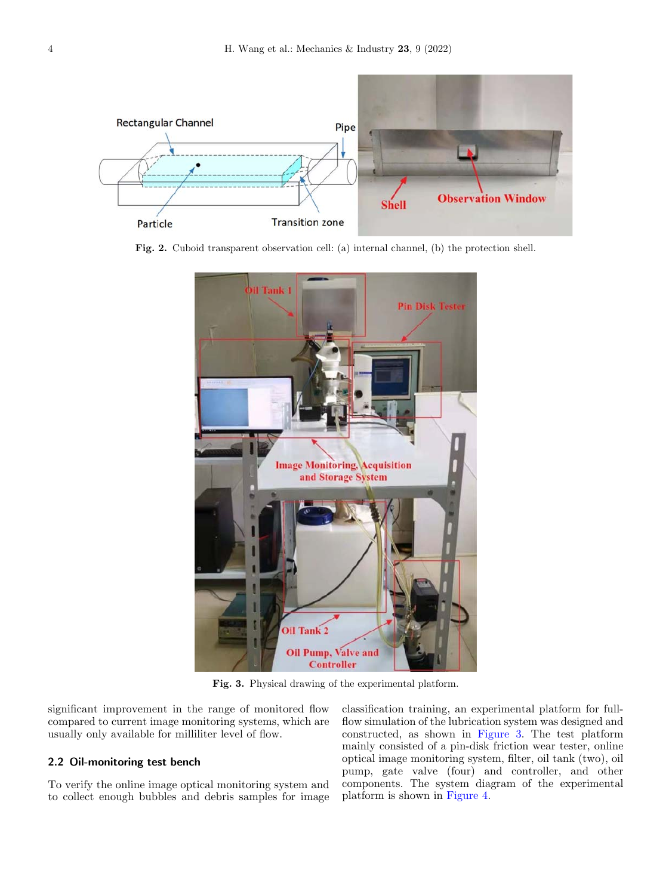Fig. 2. Cuboid transparent observation cell: (a) internal channel, (b) the protection shell.

Fig. 3. Physical drawing of the experimental platform.

significant improvement in the range of monitored flow compared to current image monitoring systems, which are usually only available for milliliter level of flow.

### 2.2 Oil-monitoring test bench

To verify the online image optical monitoring system and to collect enough bubbles and debris samples for image classification training, an experimental platform for full-flow simulation of the lubrication system was designed and constructed, as shown in Figure 3. The test platform mainly consisted of a pin-disk friction wear tester, online optical image monitoring system, filter, oil tank (two), oil pump, gate valve (four) and controller, and other components. The system diagram of the experimental platform is shown in Figure 4.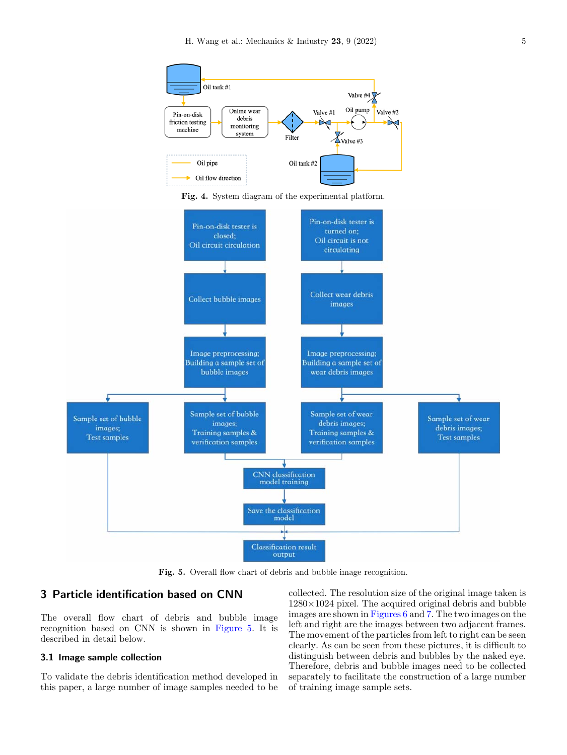Fig. 4. System diagram of the experimental platform.

Fig. 5. Overall flow chart of debris and bubble image recognition.

## 3 Particle identification based on CNN

The overall flow chart of debris and bubble image recognition based on CNN is shown in Figure 5. It is described in detail below.

### 3.1 Image sample collection

To validate the debris identification method developed in this paper, a large number of image samples needed to be collected. The resolution size of the original image taken is 1280×1024 pixel. The acquired original debris and bubble images are shown in Figures 6 and 7. The two images on the left and right are the images between two adjacent frames. The movement of the particles from left to right can be seen clearly. As can be seen from these pictures, it is difficult to distinguish between debris and bubbles by the naked eye. Therefore, debris and bubble images need to be collected separately to facilitate the construction of a large number of training image sample sets.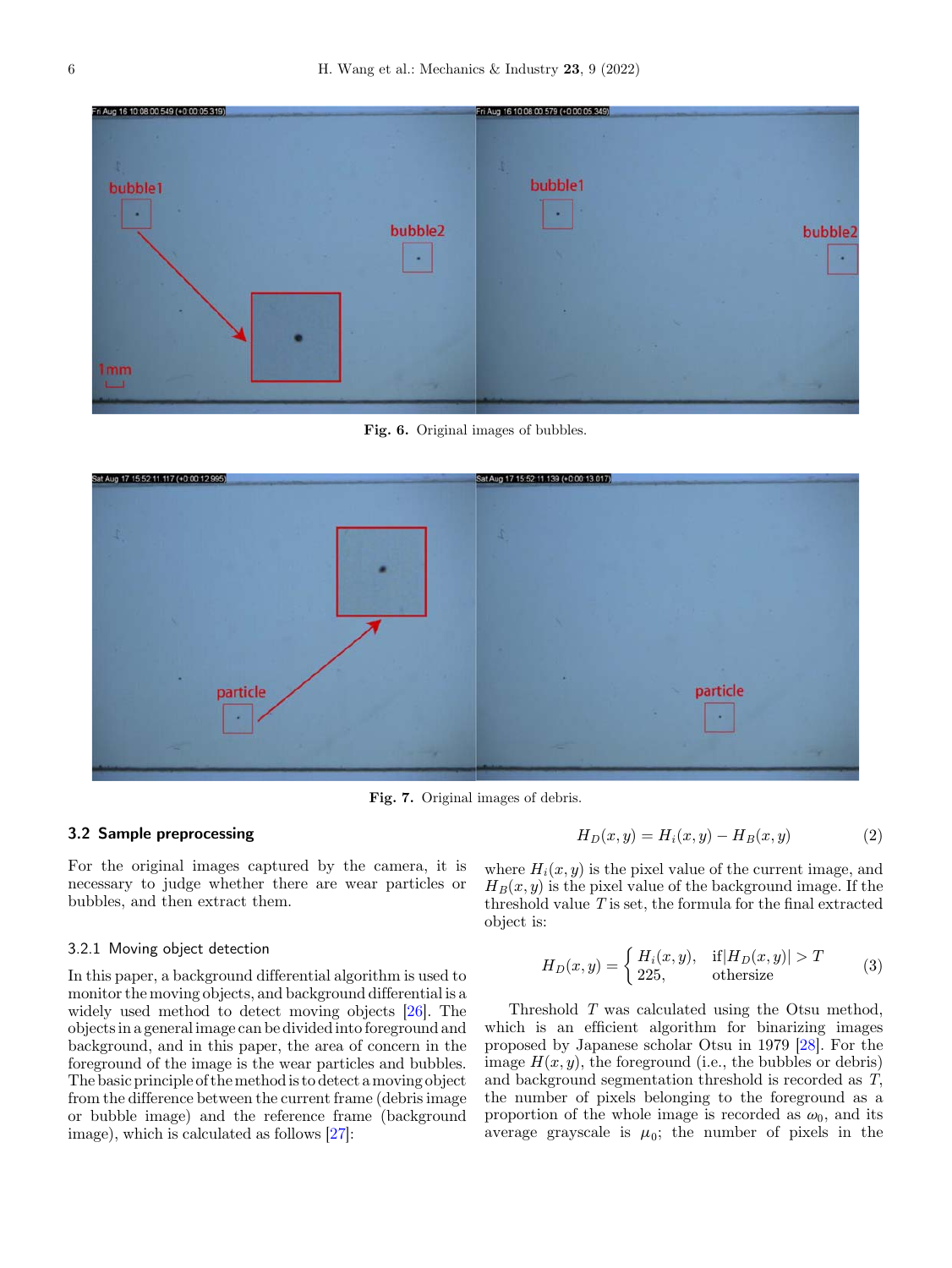Fig. 6. Original images of bubbles.

Fig. 7. Original images of debris.

### 3.2 Sample preprocessing

For the original images captured by the camera, it is necessary to judge whether there are wear particles or bubbles, and then extract them.

#### 3.2.1 Moving object detection

In this paper, a background differential algorithm is used to monitor the moving objects, and background differential is a widely used method to detect moving objects [26]. The objects in a general image can be divided into foreground and background, and in this paper, the area of concern in the foreground of the image is the wear particles and bubbles. The basic principle of the method is to detect a moving object from the difference between the current frame (debris image or bubble image) and the reference frame (background image), which is calculated as follows [27]:

$$H_D(x, y) = H_i(x, y) - H_B(x, y) \tag{2}$$

where $H_i(x, y)$ is the pixel value of the current image, and $H_B(x, y)$ is the pixel value of the background image. If the threshold value $T$ is set, the formula for the final extracted object is:

$$H_D(x, y) = \begin{cases} H_i(x, y), & \text{if} |H_D(x, y)| > T \\ 225, & \text{othersize} \end{cases} \tag{3}$$

Threshold $T$ was calculated using the Otsu method, which is an efficient algorithm for binarizing images proposed by Japanese scholar Otsu in 1979 [28]. For the image $H(x, y)$, the foreground (i.e., the bubbles or debris) and background segmentation threshold is recorded as $T$, the number of pixels belonging to the foreground as a proportion of the whole image is recorded as $\omega_0$, and its average grayscale is $\mu_0$; the number of pixels in the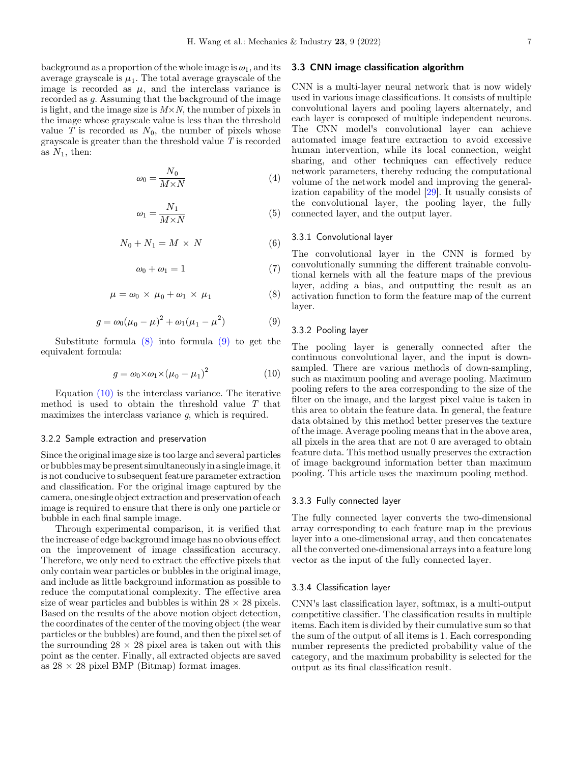background as a proportion of the whole image is $\omega_1$, and its average grayscale is $\mu_1$. The total average grayscale of the image is recorded as $\mu$, and the interclass variance is recorded as $g$. Assuming that the background of the image is light, and the image size is $M \times N$, the number of pixels in the image whose grayscale value is less than the threshold value $T$ is recorded as $N_0$, the number of pixels whose grayscale is greater than the threshold value $T$ is recorded as $N_1$, then:

$$\omega_0 = \frac{N_0}{M \times N} \tag{4}$$

$$\omega_1 = \frac{N_1}{M \times N} \tag{5}$$

$$N_0 + N_1 = M \times N \tag{6}$$

$$\omega_0 + \omega_1 = 1 \tag{7}$$

$$\mu = \omega_0 \times \mu_0 + \omega_1 \times \mu_1 \tag{8}$$

$$g = \omega_0 (\mu_0 - \mu)^2 + \omega_1 (\mu_1 - \mu^2) \tag{9}$$

Substitute formula (8) into formula (9) to get the equivalent formula:

$$g = \omega_0 \times \omega_1 \times (\mu_0 - \mu_1)^2 \tag{10}$$

Equation (10) is the interclass variance. The iterative method is used to obtain the threshold value $T$ that maximizes the interclass variance $g$, which is required.

#### 3.2.2 Sample extraction and preservation

Since the original image size is too large and several particles or bubbles may be present simultaneously in a single image, it is not conducive to subsequent feature parameter extraction and classification. For the original image captured by the camera, one single object extraction and preservation of each image is required to ensure that there is only one particle or bubble in each final sample image.

Through experimental comparison, it is verified that the increase of edge background image has no obvious effect on the improvement of image classification accuracy. Therefore, we only need to extract the effective pixels that only contain wear particles or bubbles in the original image, and include as little background information as possible to reduce the computational complexity. The effective area size of wear particles and bubbles is within $28 \times 28$ pixels. Based on the results of the above motion object detection, the coordinates of the center of the moving object (the wear particles or the bubbles) are found, and then the pixel set of the surrounding $28 \times 28$ pixel area is taken out with this point as the center. Finally, all extracted objects are saved as $28 \times 28$ pixel BMP (Bitmap) format images.

### 3.3 CNN image classification algorithm

CNN is a multi-layer neural network that is now widely used in various image classifications. It consists of multiple convolutional layers and pooling layers alternately, and each layer is composed of multiple independent neurons. The CNN model's convolutional layer can achieve automated image feature extraction to avoid excessive human intervention, while its local connection, weight sharing, and other techniques can effectively reduce network parameters, thereby reducing the computational volume of the network model and improving the generalization capability of the model [29]. It usually consists of the convolutional layer, the pooling layer, the fully connected layer, and the output layer.

#### 3.3.1 Convolutional layer

The convolutional layer in the CNN is formed by convolutionally summing the different trainable convolutional kernels with all the feature maps of the previous layer, adding a bias, and outputting the result as an activation function to form the feature map of the current layer.

#### 3.3.2 Pooling layer

The pooling layer is generally connected after the continuous convolutional layer, and the input is down-sampled. There are various methods of down-sampling, such as maximum pooling and average pooling. Maximum pooling refers to the area corresponding to the size of the filter on the image, and the largest pixel value is taken in this area to obtain the feature data. In general, the feature data obtained by this method better preserves the texture of the image. Average pooling means that in the above area, all pixels in the area that are not 0 are averaged to obtain feature data. This method usually preserves the extraction of image background information better than maximum pooling. This article uses the maximum pooling method.

#### 3.3.3 Fully connected layer

The fully connected layer converts the two-dimensional array corresponding to each feature map in the previous layer into a one-dimensional array, and then concatenates all the converted one-dimensional arrays into a feature long vector as the input of the fully connected layer.

#### 3.3.4 Classification layer

CNN's last classification layer, softmax, is a multi-output competitive classifier. The classification results in multiple items. Each item is divided by their cumulative sum so that the sum of the output of all items is 1. Each corresponding number represents the predicted probability value of the category, and the maximum probability is selected for the output as its final classification result.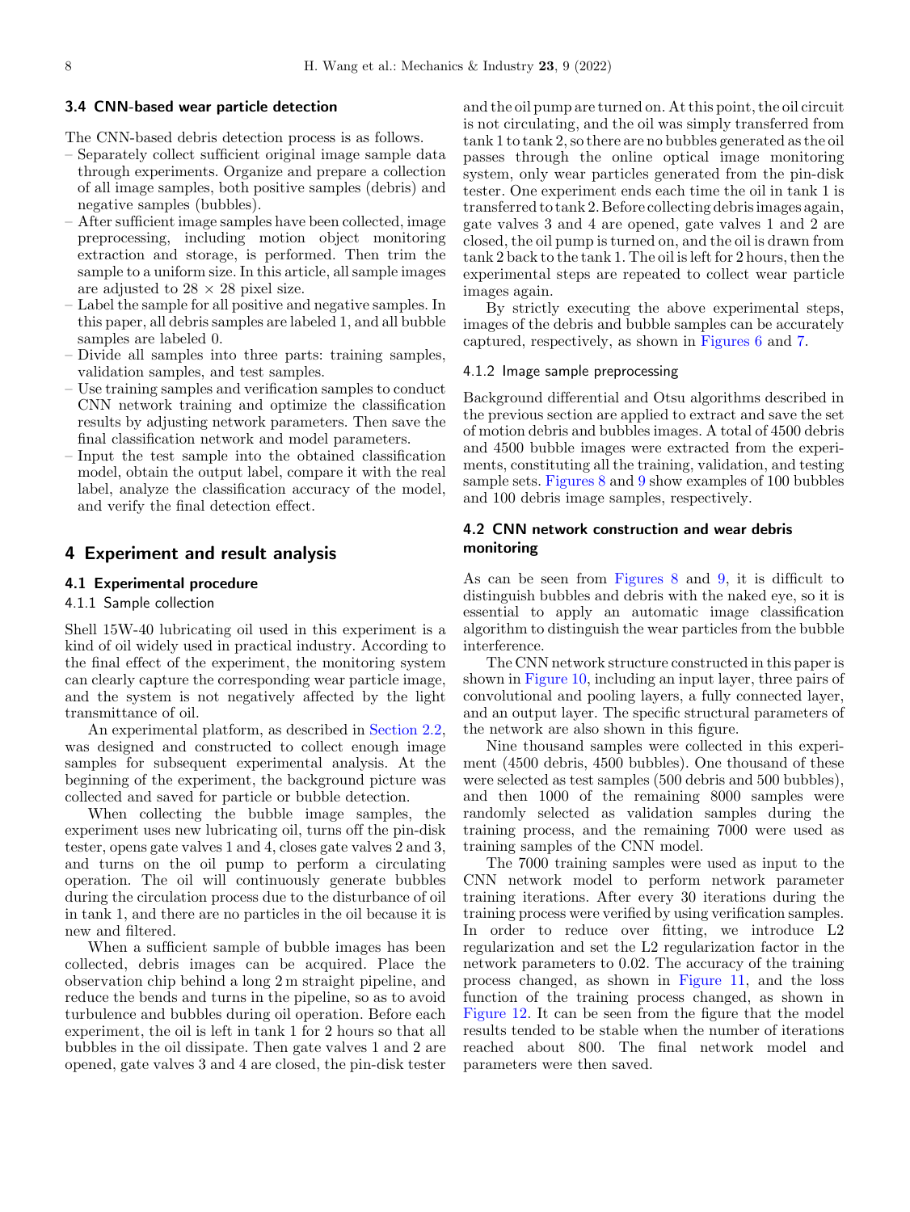### 3.4 CNN-based wear particle detection

The CNN-based debris detection process is as follows.

- Separately collect sufficient original image sample data through experiments. Organize and prepare a collection of all image samples, both positive samples (debris) and negative samples (bubbles).
- After sufficient image samples have been collected, image preprocessing, including motion object monitoring extraction and storage, is performed. Then trim the sample to a uniform size. In this article, all sample images are adjusted to 28 × 28 pixel size.
- Label the sample for all positive and negative samples. In this paper, all debris samples are labeled 1, and all bubble samples are labeled 0.
- Divide all samples into three parts: training samples, validation samples, and test samples.
- Use training samples and verification samples to conduct CNN network training and optimize the classification results by adjusting network parameters. Then save the final classification network and model parameters.
- Input the test sample into the obtained classification model, obtain the output label, compare it with the real label, analyze the classification accuracy of the model, and verify the final detection effect.

## 4 Experiment and result analysis

### 4.1 Experimental procedure

#### 4.1.1 Sample collection

Shell 15W-40 lubricating oil used in this experiment is a kind of oil widely used in practical industry. According to the final effect of the experiment, the monitoring system can clearly capture the corresponding wear particle image, and the system is not negatively affected by the light transmittance of oil.

An experimental platform, as described in Section 2.2, was designed and constructed to collect enough image samples for subsequent experimental analysis. At the beginning of the experiment, the background picture was collected and saved for particle or bubble detection.

When collecting the bubble image samples, the experiment uses new lubricating oil, turns off the pin-disk tester, opens gate valves 1 and 4, closes gate valves 2 and 3, and turns on the oil pump to perform a circulating operation. The oil will continuously generate bubbles during the circulation process due to the disturbance of oil in tank 1, and there are no particles in the oil because it is new and filtered.

When a sufficient sample of bubble images has been collected, debris images can be acquired. Place the observation chip behind a long 2 m straight pipeline, and reduce the bends and turns in the pipeline, so as to avoid turbulence and bubbles during oil operation. Before each experiment, the oil is left in tank 1 for 2 hours so that all bubbles in the oil dissipate. Then gate valves 1 and 2 are opened, gate valves 3 and 4 are closed, the pin-disk tester and the oil pump are turned on. At this point, the oil circuit is not circulating, and the oil was simply transferred from tank 1 to tank 2, so there are no bubbles generated as the oil passes through the online optical image monitoring system, only wear particles generated from the pin-disk tester. One experiment ends each time the oil in tank 1 is transferred to tank 2. Before collecting debris images again, gate valves 3 and 4 are opened, gate valves 1 and 2 are closed, the oil pump is turned on, and the oil is drawn from tank 2 back to the tank 1. The oil is left for 2 hours, then the experimental steps are repeated to collect wear particle images again.

By strictly executing the above experimental steps, images of the debris and bubble samples can be accurately captured, respectively, as shown in Figures 6 and 7.

#### 4.1.2 Image sample preprocessing

Background differential and Otsu algorithms described in the previous section are applied to extract and save the set of motion debris and bubbles images. A total of 4500 debris and 4500 bubble images were extracted from the experiments, constituting all the training, validation, and testing sample sets. Figures 8 and 9 show examples of 100 bubbles and 100 debris image samples, respectively.

### 4.2 CNN network construction and wear debris monitoring

As can be seen from Figures 8 and 9, it is difficult to distinguish bubbles and debris with the naked eye, so it is essential to apply an automatic image classification algorithm to distinguish the wear particles from the bubble interference.

The CNN network structure constructed in this paper is shown in Figure 10, including an input layer, three pairs of convolutional and pooling layers, a fully connected layer, and an output layer. The specific structural parameters of the network are also shown in this figure.

Nine thousand samples were collected in this experiment (4500 debris, 4500 bubbles). One thousand of these were selected as test samples (500 debris and 500 bubbles), and then 1000 of the remaining 8000 samples were randomly selected as validation samples during the training process, and the remaining 7000 were used as training samples of the CNN model.

The 7000 training samples were used as input to the CNN network model to perform network parameter training iterations. After every 30 iterations during the training process were verified by using verification samples. In order to reduce over fitting, we introduce L2 regularization and set the L2 regularization factor in the network parameters to 0.02. The accuracy of the training process changed, as shown in Figure 11, and the loss function of the training process changed, as shown in Figure 12. It can be seen from the figure that the model results tended to be stable when the number of iterations reached about 800. The final network model and parameters were then saved.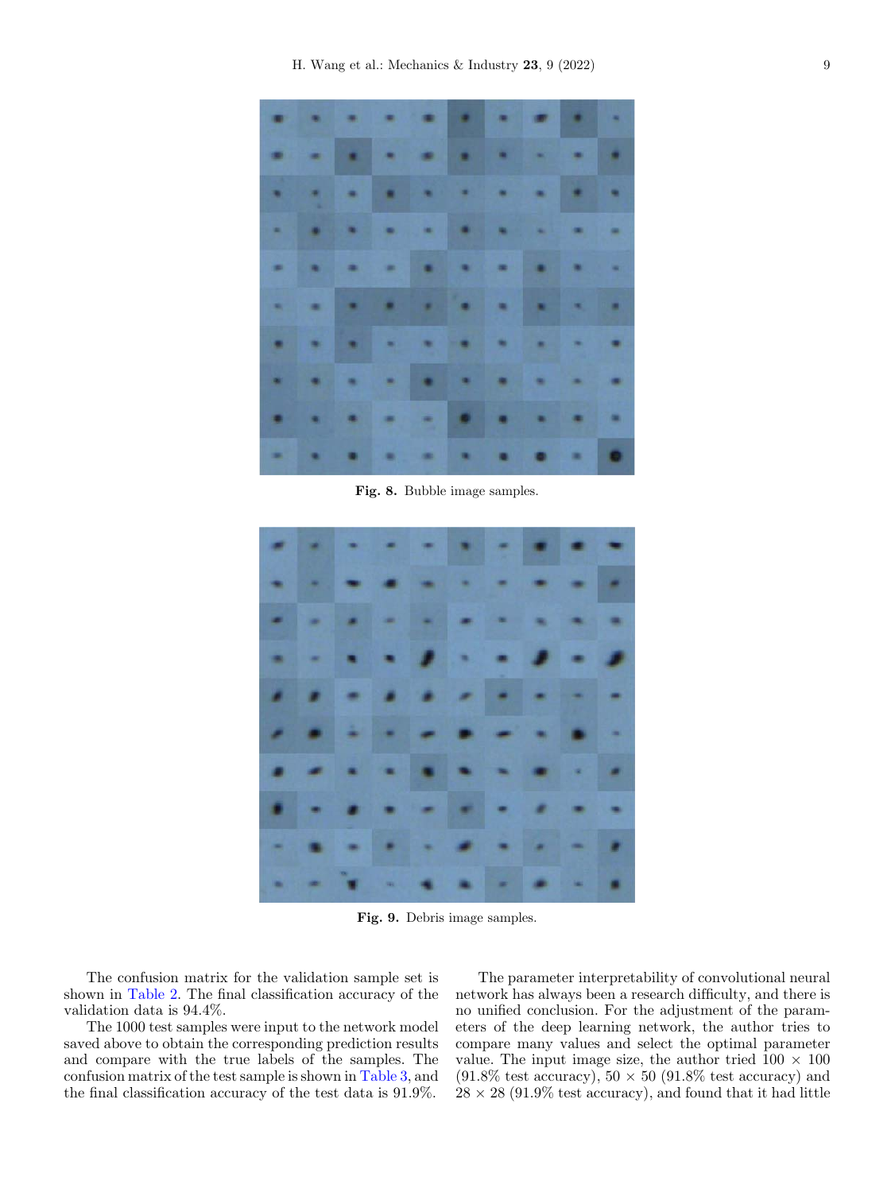Fig. 8. Bubble image samples.

Fig. 9. Debris image samples.

The confusion matrix for the validation sample set is shown in Table 2. The final classification accuracy of the validation data is 94.4%.

The 1000 test samples were input to the network model saved above to obtain the corresponding prediction results and compare with the true labels of the samples. The confusion matrix of the test sample is shown in Table 3, and the final classification accuracy of the test data is 91.9%.

The parameter interpretability of convolutional neural network has always been a research difficulty, and there is no unified conclusion. For the adjustment of the parameters of the deep learning network, the author tries to compare many values and select the optimal parameter value. The input image size, the author tried $100 \times 100$ (91.8% test accuracy), $50 \times 50$ (91.8% test accuracy) and $28 \times 28$ (91.9% test accuracy), and found that it had little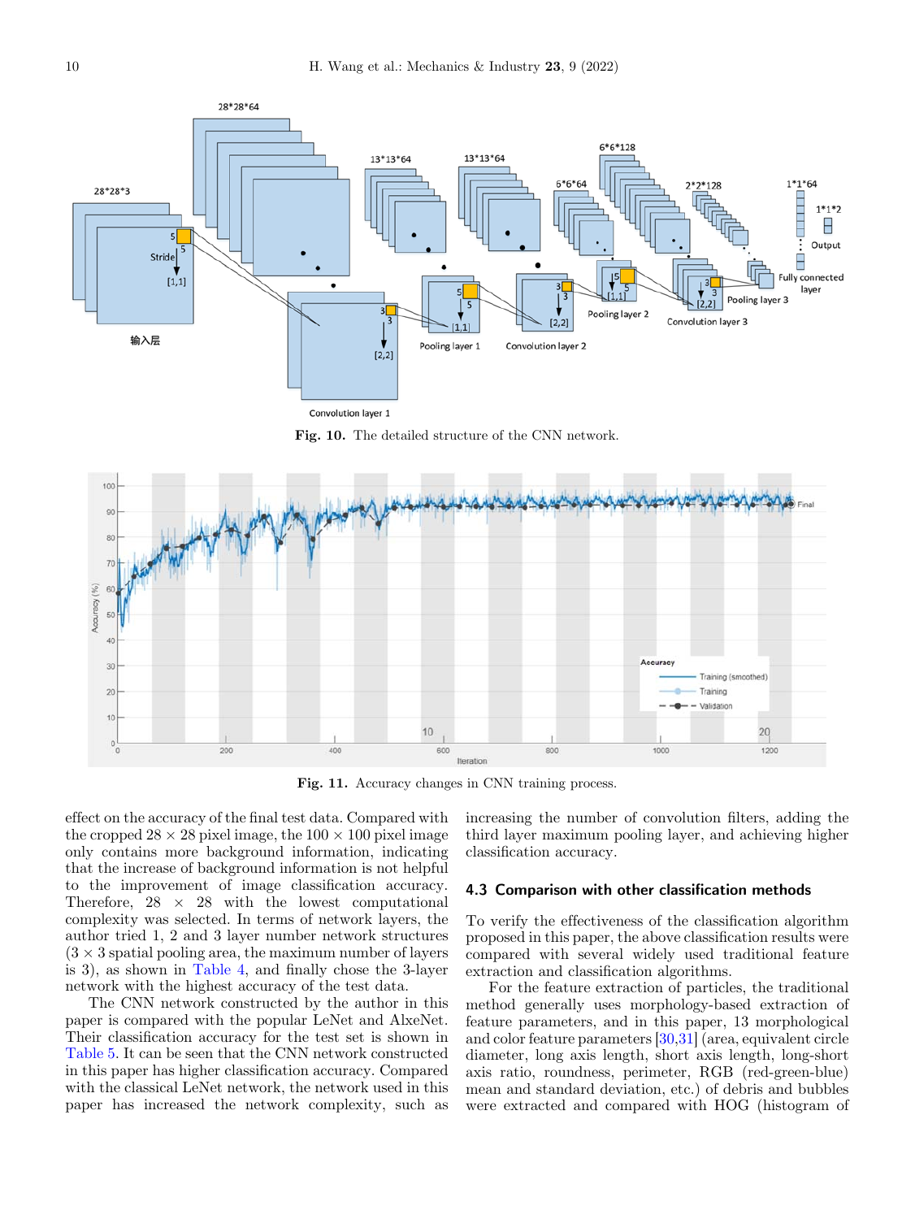Fig. 10. The detailed structure of the CNN network.

Fig. 11. Accuracy changes in CNN training process.

effect on the accuracy of the final test data. Compared with the cropped 28 × 28 pixel image, the 100 × 100 pixel image only contains more background information, indicating that the increase of background information is not helpful to the improvement of image classification accuracy. Therefore, 28 × 28 with the lowest computational complexity was selected. In terms of network layers, the author tried 1, 2 and 3 layer number network structures (3 × 3 spatial pooling area, the maximum number of layers is 3), as shown in Table 4, and finally chose the 3-layer network with the highest accuracy of the test data.

The CNN network constructed by the author in this paper is compared with the popular LeNet and AlxeNet. Their classification accuracy for the test set is shown in Table 5. It can be seen that the CNN network constructed in this paper has higher classification accuracy. Compared with the classical LeNet network, the network used in this paper has increased the network complexity, such as increasing the number of convolution filters, adding the third layer maximum pooling layer, and achieving higher classification accuracy.

### 4.3 Comparison with other classification methods

To verify the effectiveness of the classification algorithm proposed in this paper, the above classification results were compared with several widely used traditional feature extraction and classification algorithms.

For the feature extraction of particles, the traditional method generally uses morphology-based extraction of feature parameters, and in this paper, 13 morphological and color feature parameters [30,31] (area, equivalent circle diameter, long axis length, short axis length, long-short axis ratio, roundness, perimeter, RGB (red-green-blue) mean and standard deviation, etc.) of debris and bubbles were extracted and compared with HOG (histogram of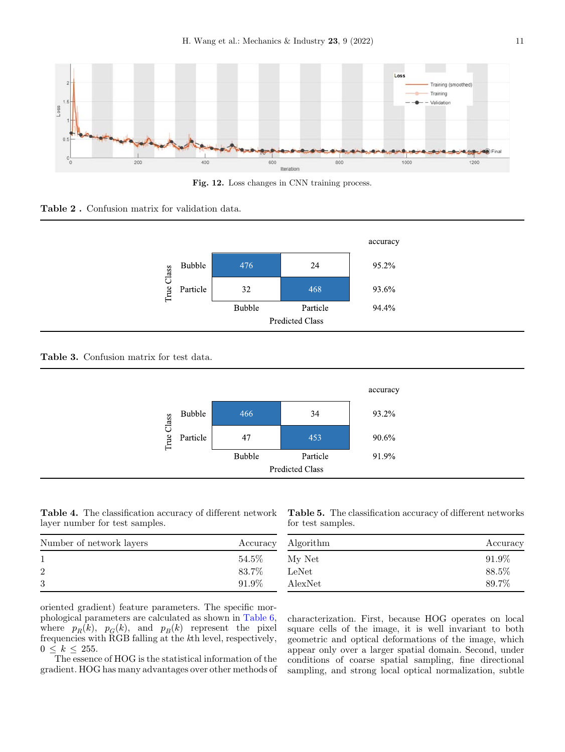Fig. 12. Loss changes in CNN training process.

**Table 2 .** Confusion matrix for validation data.

| True Class | Bubble (Predicted) | Particle (Predicted) | accuracy |
|---|---|---|---|
| Bubble | 476 | 24 | 95.2% |
| Particle | 32 | 468 | 93.6% |
| | | | 94.4% |

**Table 3.** Confusion matrix for test data.

| True Class | Bubble (Predicted) | Particle (Predicted) | accuracy |
|---|---|---|---|
| Bubble | 466 | 34 | 93.2% |
| Particle | 47 | 453 | 90.6% |
| | | | 91.9% |

**Table 4.** The classification accuracy of different network layer number for test samples.

| Number of network layers | Accuracy |
|---|---|
| 1 | 54.5% |
| 2 | 83.7% |
| 3 | 91.9% |

**Table 5.** The classification accuracy of different networks for test samples.

| Algorithm | Accuracy |
|---|---|
| My Net | 91.9% |
| LeNet | 88.5% |
| AlexNet | 89.7% |

oriented gradient) feature parameters. The specific morphological parameters are calculated as shown in Table 6, where $p_R(k)$, $p_G(k)$, and $p_B(k)$ represent the pixel frequencies with RGB falling at the $k$th level, respectively, $0 \le k \le 255$.

The essence of HOG is the statistical information of the gradient. HOG has many advantages over other methods of characterization. First, because HOG operates on local square cells of the image, it is well invariant to both geometric and optical deformations of the image, which appear only over a larger spatial domain. Second, under conditions of coarse spatial sampling, fine directional sampling, and strong local optical normalization, subtle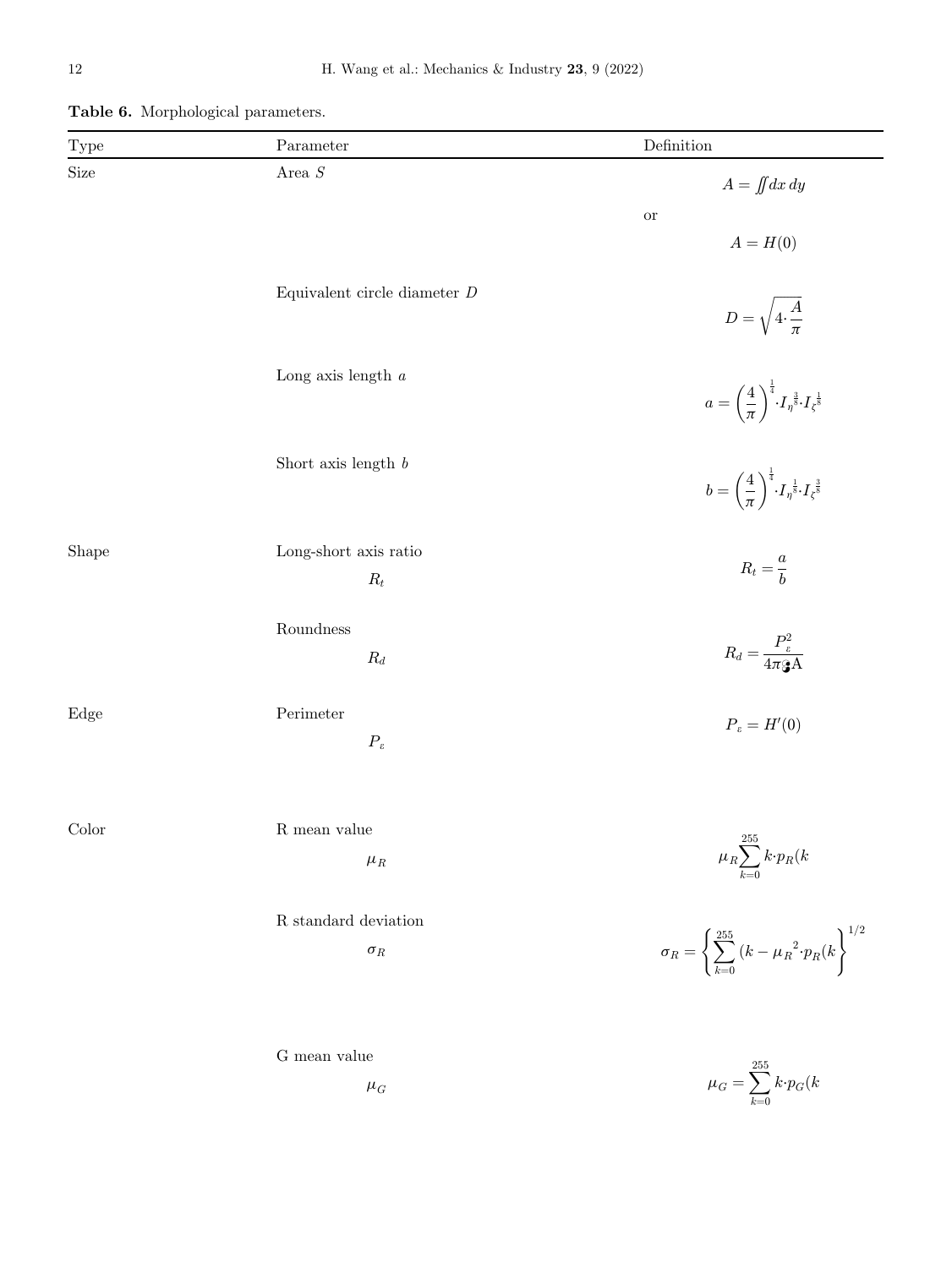**Table 6.** Morphological parameters.

| Type | Parameter | Definition |
| --- | --- | --- |
| Size | Area $S$ | $A = \iint dx\,dy$ or $A = H(0)$ |
| | Equivalent circle diameter $D$ | $D = \sqrt{4 \cdot \frac{A}{\pi}}$ |
| | Long axis length $a$ | $a = \left(\frac{4}{\pi}\right)^{\frac{1}{4}} \cdot I_{\eta}^{\frac{3}{8}} \cdot I_{\zeta}^{\frac{1}{8}}$ |
| | Short axis length $b$ | $b = \left(\frac{4}{\pi}\right)^{\frac{1}{4}} \cdot I_{\eta}^{\frac{1}{8}} \cdot I_{\zeta}^{\frac{3}{8}}$ |
| Shape | Long-short axis ratio $R_t$ | $R_t = \frac{a}{b}$ |
| | Roundness $R_d$ | $R_d = \frac{P_{\varepsilon}^2}{4\pi \cdot A}$ |
| Edge | Perimeter $P_{\varepsilon}$ | $P_{\varepsilon} = H'(0)$ |
| Color | R mean value $\mu_R$ | $\mu_R \sum_{k=0}^{255} k \cdot p_R(k$ |
| | R standard deviation $\sigma_R$ | $\sigma_R = \left\{ \sum_{k=0}^{255} (k - \mu_R{}^2 \cdot p_R(k \right\}^{1/2}$ |
| | G mean value $\mu_G$ | $\mu_G = \sum_{k=0}^{255} k \cdot p_G(k$ |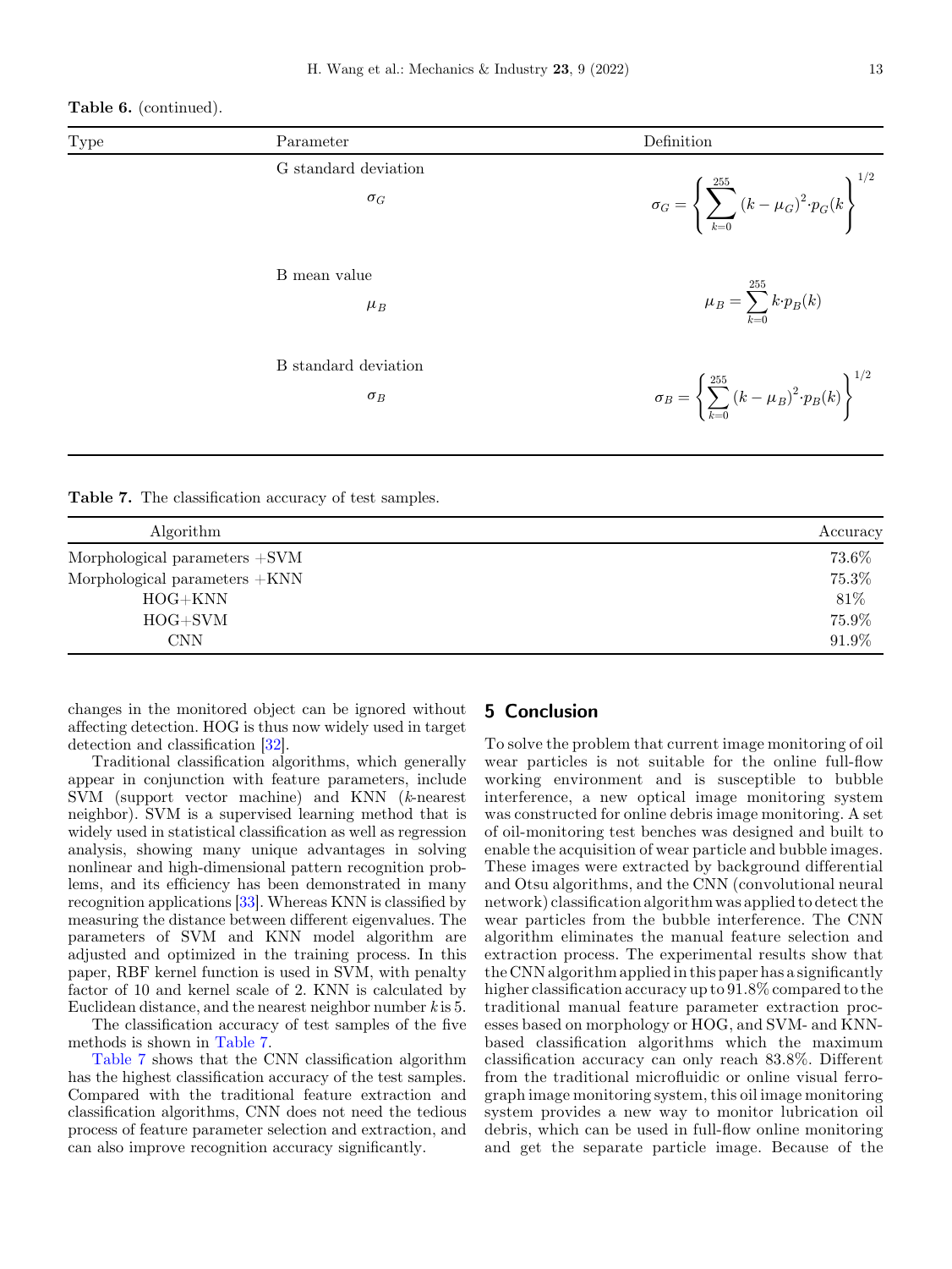**Table 6.** (continued).

| Type | Parameter | Definition |
|---|---|---|
| | G standard deviation $\sigma_G$ | $\sigma_G = \left\{ \sum_{k=0}^{255} (k - \mu_G)^2 \cdot p_G(k \right\}^{1/2}$ |
| | B mean value $\mu_B$ | $\mu_B = \sum_{k=0}^{255} k \cdot p_B(k)$ |
| | B standard deviation $\sigma_B$ | $\sigma_B = \left\{ \sum_{k=0}^{255} (k - \mu_B)^2 \cdot p_B(k) \right\}^{1/2}$ |

**Table 7.** The classification accuracy of test samples.

| Algorithm | Accuracy |
|---|---|
| Morphological parameters +SVM | 73.6% |
| Morphological parameters +KNN | 75.3% |
| HOG+KNN | 81% |
| HOG+SVM | 75.9% |
| CNN | 91.9% |

changes in the monitored object can be ignored without affecting detection. HOG is thus now widely used in target detection and classification [32].

Traditional classification algorithms, which generally appear in conjunction with feature parameters, include SVM (support vector machine) and KNN ($k$-nearest neighbor). SVM is a supervised learning method that is widely used in statistical classification as well as regression analysis, showing many unique advantages in solving nonlinear and high-dimensional pattern recognition problems, and its efficiency has been demonstrated in many recognition applications [33]. Whereas KNN is classified by measuring the distance between different eigenvalues. The parameters of SVM and KNN model algorithm are adjusted and optimized in the training process. In this paper, RBF kernel function is used in SVM, with penalty factor of 10 and kernel scale of 2. KNN is calculated by Euclidean distance, and the nearest neighbor number $k$ is 5.

The classification accuracy of test samples of the five methods is shown in Table 7.

Table 7 shows that the CNN classification algorithm has the highest classification accuracy of the test samples. Compared with the traditional feature extraction and classification algorithms, CNN does not need the tedious process of feature parameter selection and extraction, and can also improve recognition accuracy significantly.

## 5 Conclusion

To solve the problem that current image monitoring of oil wear particles is not suitable for the online full-flow working environment and is susceptible to bubble interference, a new optical image monitoring system was constructed for online debris image monitoring. A set of oil-monitoring test benches was designed and built to enable the acquisition of wear particle and bubble images. These images were extracted by background differential and Otsu algorithms, and the CNN (convolutional neural network) classification algorithm was applied to detect the wear particles from the bubble interference. The CNN algorithm eliminates the manual feature selection and extraction process. The experimental results show that the CNN algorithm applied in this paper has a significantly higher classification accuracy up to 91.8% compared to the traditional manual feature parameter extraction processes based on morphology or HOG, and SVM- and KNN-based classification algorithms which the maximum classification accuracy can only reach 83.8%. Different from the traditional microfluidic or online visual ferrograph image monitoring system, this oil image monitoring system provides a new way to monitor lubrication oil debris, which can be used in full-flow online monitoring and get the separate particle image. Because of the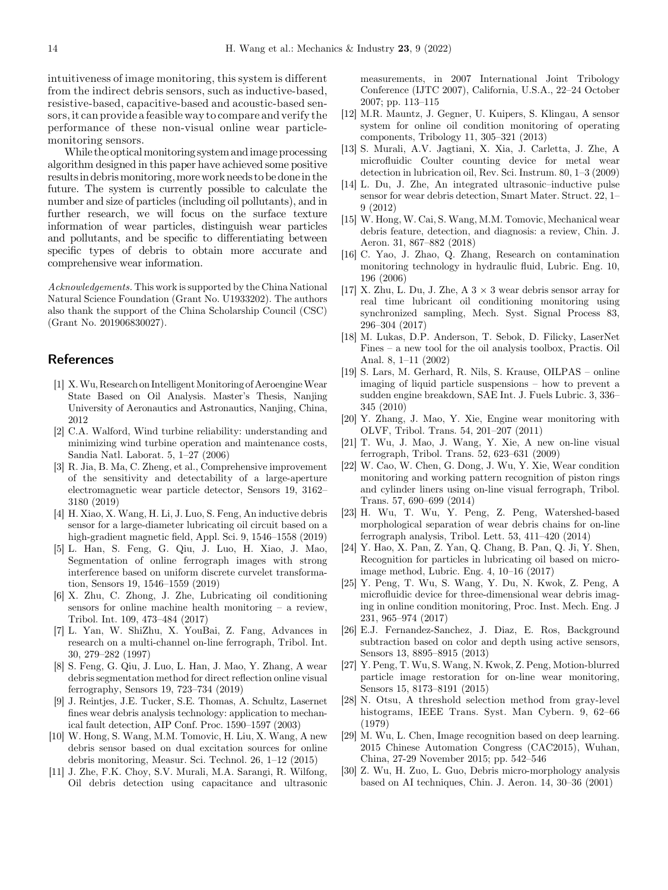intuitiveness of image monitoring, this system is different from the indirect debris sensors, such as inductive-based, resistive-based, capacitive-based and acoustic-based sensors, it can provide a feasible way to compare and verify the performance of these non-visual online wear particle-monitoring sensors.

While the optical monitoring system and image processing algorithm designed in this paper have achieved some positive results in debris monitoring, more work needs to be done in the future. The system is currently possible to calculate the number and size of particles (including oil pollutants), and in further research, we will focus on the surface texture information of wear particles, distinguish wear particles and pollutants, and be specific to differentiating between specific types of debris to obtain more accurate and comprehensive wear information.

*Acknowledgements.* This work is supported by the China National Natural Science Foundation (Grant No. U1933202). The authors also thank the support of the China Scholarship Council (CSC) (Grant No. 201906830027).

## References

1. [1] X. Wu, Research on Intelligent Monitoring of Aeroengine Wear State Based on Oil Analysis. Master's Thesis, Nanjing University of Aeronautics and Astronautics, Nanjing, China, 2012
2. [2] C.A. Walford, Wind turbine reliability: understanding and minimizing wind turbine operation and maintenance costs, Sandia Natl. Laborat. 5, 1–27 (2006)
3. [3] R. Jia, B. Ma, C. Zheng, et al., Comprehensive improvement of the sensitivity and detectability of a large-aperture electromagnetic wear particle detector, Sensors 19, 3162–3180 (2019)
4. [4] H. Xiao, X. Wang, H. Li, J. Luo, S. Feng, An inductive debris sensor for a large-diameter lubricating oil circuit based on a high-gradient magnetic field, Appl. Sci. 9, 1546–1558 (2019)
5. [5] L. Han, S. Feng, G. Qiu, J. Luo, H. Xiao, J. Mao, Segmentation of online ferrograph images with strong interference based on uniform discrete curvelet transformation, Sensors 19, 1546–1559 (2019)
6. [6] X. Zhu, C. Zhong, J. Zhe, Lubricating oil conditioning sensors for online machine health monitoring – a review, Tribol. Int. 109, 473–484 (2017)
7. [7] L. Yan, W. ShiZhu, X. YouBai, Z. Fang, Advances in research on a multi-channel on-line ferrograph, Tribol. Int. 30, 279–282 (1997)
8. [8] S. Feng, G. Qiu, J. Luo, L. Han, J. Mao, Y. Zhang, A wear debris segmentation method for direct reflection online visual ferrography, Sensors 19, 723–734 (2019)
9. [9] J. Reintjes, J.E. Tucker, S.E. Thomas, A. Schultz, Lasernet fines wear debris analysis technology: application to mechanical fault detection, AIP Conf. Proc. 1590–1597 (2003)
10. [10] W. Hong, S. Wang, M.M. Tomovic, H. Liu, X. Wang, A new debris sensor based on dual excitation sources for online debris monitoring, Measur. Sci. Technol. 26, 1–12 (2015)
11. [11] J. Zhe, F.K. Choy, S.V. Murali, M.A. Sarangi, R. Wilfong, Oil debris detection using capacitance and ultrasonic measurements, in 2007 International Joint Tribology Conference (IJTC 2007), California, U.S.A., 22–24 October 2007; pp. 113–115
12. [12] M.R. Mauntz, J. Gegner, U. Kuipers, S. Klingau, A sensor system for online oil condition monitoring of operating components, Tribology 11, 305–321 (2013)
13. [13] S. Murali, A.V. Jagtiani, X. Xia, J. Carletta, J. Zhe, A microfluidic Coulter counting device for metal wear detection in lubrication oil, Rev. Sci. Instrum. 80, 1–3 (2009)
14. [14] L. Du, J. Zhe, An integrated ultrasonic–inductive pulse sensor for wear debris detection, Smart Mater. Struct. 22, 1–9 (2012)
15. [15] W. Hong, W. Cai, S. Wang, M.M. Tomovic, Mechanical wear debris feature, detection, and diagnosis: a review, Chin. J. Aeron. 31, 867–882 (2018)
16. [16] C. Yao, J. Zhao, Q. Zhang, Research on contamination monitoring technology in hydraulic fluid, Lubric. Eng. 10, 196 (2006)
17. [17] X. Zhu, L. Du, J. Zhe, A $3 \times 3$ wear debris sensor array for real time lubricant oil conditioning monitoring using synchronized sampling, Mech. Syst. Signal Process 83, 296–304 (2017)
18. [18] M. Lukas, D.P. Anderson, T. Sebok, D. Filicky, LaserNet Fines – a new tool for the oil analysis toolbox, Practis. Oil Anal. 8, 1–11 (2002)
19. [19] S. Lars, M. Gerhard, R. Nils, S. Krause, OILPAS – online imaging of liquid particle suspensions – how to prevent a sudden engine breakdown, SAE Int. J. Fuels Lubric. 3, 336–345 (2010)
20. [20] Y. Zhang, J. Mao, Y. Xie, Engine wear monitoring with OLVF, Tribol. Trans. 54, 201–207 (2011)
21. [21] T. Wu, J. Mao, J. Wang, Y. Xie, A new on-line visual ferrograph, Tribol. Trans. 52, 623–631 (2009)
22. [22] W. Cao, W. Chen, G. Dong, J. Wu, Y. Xie, Wear condition monitoring and working pattern recognition of piston rings and cylinder liners using on-line visual ferrograph, Tribol. Trans. 57, 690–699 (2014)
23. [23] H. Wu, T. Wu, Y. Peng, Z. Peng, Watershed-based morphological separation of wear debris chains for on-line ferrograph analysis, Tribol. Lett. 53, 411–420 (2014)
24. [24] Y. Hao, X. Pan, Z. Yan, Q. Chang, B. Pan, Q. Ji, Y. Shen, Recognition for particles in lubricating oil based on micro-image method, Lubric. Eng. 4, 10–16 (2017)
25. [25] Y. Peng, T. Wu, S. Wang, Y. Du, N. Kwok, Z. Peng, A microfluidic device for three-dimensional wear debris imaging in online condition monitoring, Proc. Inst. Mech. Eng. J 231, 965–974 (2017)
26. [26] E.J. Fernandez-Sanchez, J. Diaz, E. Ros, Background subtraction based on color and depth using active sensors, Sensors 13, 8895–8915 (2013)
27. [27] Y. Peng, T. Wu, S. Wang, N. Kwok, Z. Peng, Motion-blurred particle image restoration for on-line wear monitoring, Sensors 15, 8173–8191 (2015)
28. [28] N. Otsu, A threshold selection method from gray-level histograms, IEEE Trans. Syst. Man Cybern. 9, 62–66 (1979)
29. [29] M. Wu, L. Chen, Image recognition based on deep learning. 2015 Chinese Automation Congress (CAC2015), Wuhan, China, 27-29 November 2015; pp. 542–546
30. [30] Z. Wu, H. Zuo, L. Guo, Debris micro-morphology analysis based on AI techniques, Chin. J. Aeron. 14, 30–36 (2001)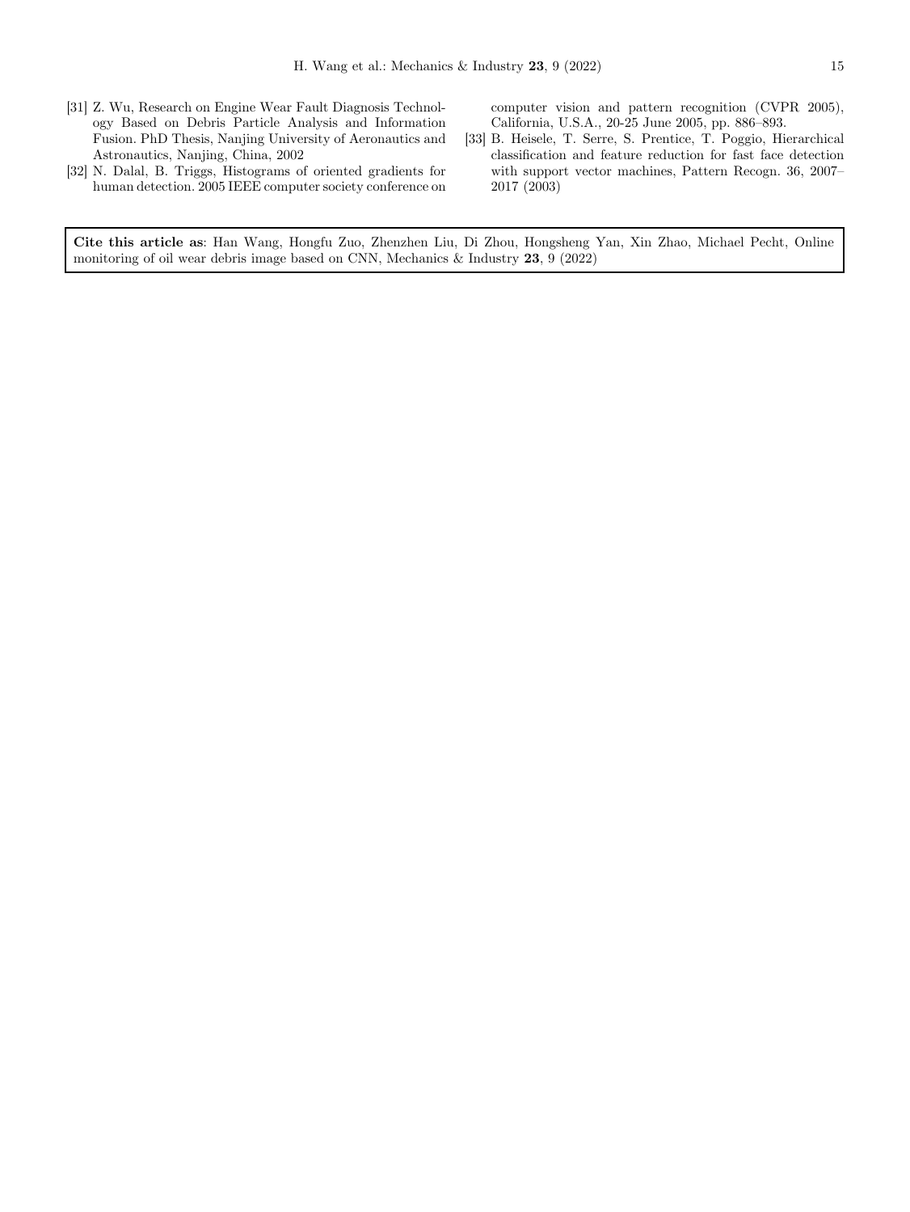[31] Z. Wu, Research on Engine Wear Fault Diagnosis Technology Based on Debris Particle Analysis and Information Fusion. PhD Thesis, Nanjing University of Aeronautics and Astronautics, Nanjing, China, 2002

[32] N. Dalal, B. Triggs, Histograms of oriented gradients for human detection. 2005 IEEE computer society conference on computer vision and pattern recognition (CVPR 2005), California, U.S.A., 20-25 June 2005, pp. 886–893.

[33] B. Heisele, T. Serre, S. Prentice, T. Poggio, Hierarchical classification and feature reduction for fast face detection with support vector machines, Pattern Recogn. 36, 2007–2017 (2003)

**Cite this article as**: Han Wang, Hongfu Zuo, Zhenzhen Liu, Di Zhou, Hongsheng Yan, Xin Zhao, Michael Pecht, Online monitoring of oil wear debris image based on CNN, Mechanics & Industry **23**, 9 (2022)